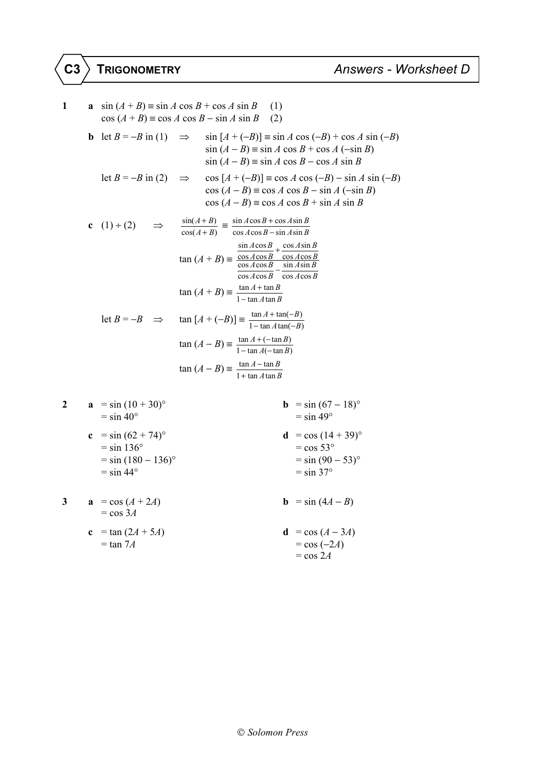# C3 TRIGONOMETRY — Answers - Worksheet D

**1** **a** $\sin(A + B) \equiv \sin A \cos B + \cos A \sin B \quad (1)$
$\cos(A + B) \equiv \cos A \cos B - \sin A \sin B \quad (2)$

**b** let $B = -B$ in (1) $\Rightarrow$
$\sin[A + (-B)] \equiv \sin A \cos(-B) + \cos A \sin(-B)$
$\sin(A - B) \equiv \sin A \cos B + \cos A(-\sin B)$
$\sin(A - B) \equiv \sin A \cos B - \cos A \sin B$

let $B = -B$ in (2) $\Rightarrow$
$\cos[A + (-B)] \equiv \cos A \cos(-B) - \sin A \sin(-B)$
$\cos(A - B) \equiv \cos A \cos B - \sin A(-\sin B)$
$\cos(A - B) \equiv \cos A \cos B + \sin A \sin B$

**c** (1) ÷ (2) $\Rightarrow$

$$\frac{\sin(A+B)}{\cos(A+B)} \equiv \frac{\sin A \cos B + \cos A \sin B}{\cos A \cos B - \sin A \sin B}$$

$$\tan(A + B) \equiv \frac{\frac{\sin A \cos B}{\cos A \cos B} + \frac{\cos A \sin B}{\cos A \cos B}}{\frac{\cos A \cos B}{\cos A \cos B} - \frac{\sin A \sin B}{\cos A \cos B}}$$

$$\tan(A + B) \equiv \frac{\tan A + \tan B}{1 - \tan A \tan B}$$

let $B = -B$ $\Rightarrow$

$$\tan[A + (-B)] \equiv \frac{\tan A + \tan(-B)}{1 - \tan A \tan(-B)}$$

$$\tan(A - B) \equiv \frac{\tan A + (-\tan B)}{1 - \tan A(-\tan B)}$$

$$\tan(A - B) \equiv \frac{\tan A - \tan B}{1 + \tan A \tan B}$$

**2** **a** $= \sin(10 + 30)°$
$= \sin 40°$

**b** $= \sin(67 - 18)°$
$= \sin 49°$

**c** $= \sin(62 + 74)°$
$= \sin 136°$
$= \sin(180 - 136)°$
$= \sin 44°$

**d** $= \cos(14 + 39)°$
$= \cos 53°$
$= \sin(90 - 53)°$
$= \sin 37°$

**3** **a** $= \cos(A + 2A)$
$= \cos 3A$

**b** $= \sin(4A - B)$

**c** $= \tan(2A + 5A)$
$= \tan 7A$

**d** $= \cos(A - 3A)$
$= \cos(-2A)$
$= \cos 2A$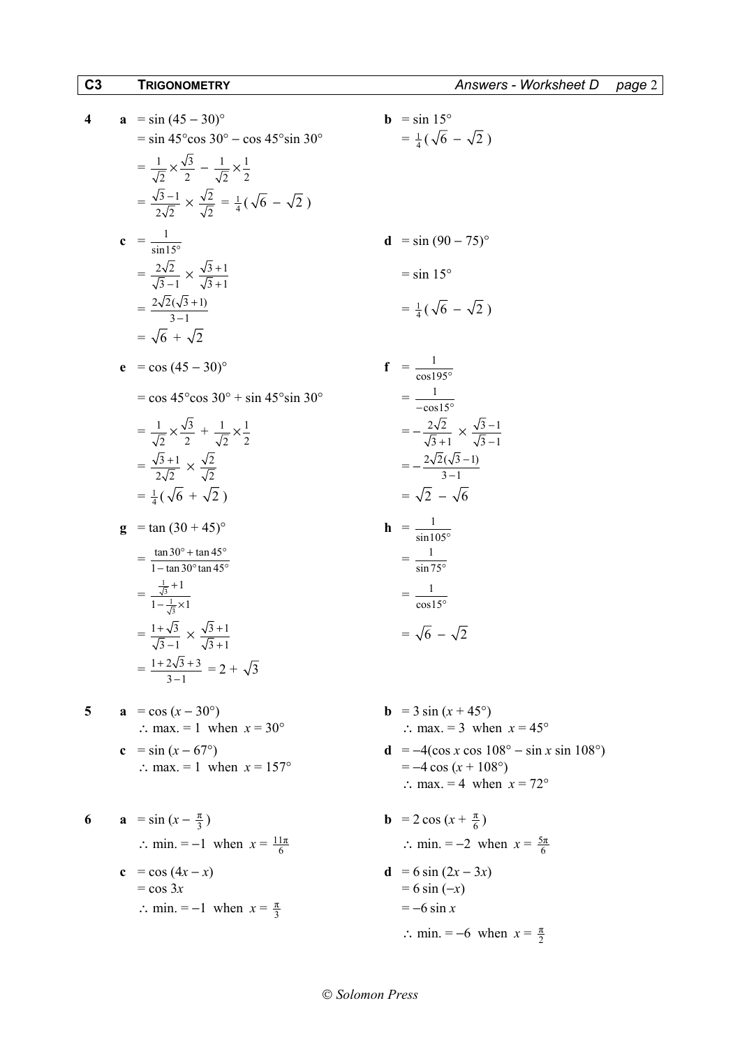**4** **a** $= \sin(45 - 30)°$

$= \sin 45°\cos 30° - \cos 45°\sin 30°$

$= \frac{1}{\sqrt{2}} \times \frac{\sqrt{3}}{2} - \frac{1}{\sqrt{2}} \times \frac{1}{2}$

$= \frac{\sqrt{3}-1}{2\sqrt{2}} \times \frac{\sqrt{2}}{\sqrt{2}} = \frac{1}{4}(\sqrt{6} - \sqrt{2})$

**b** $= \sin 15°$

$= \frac{1}{4}(\sqrt{6} - \sqrt{2})$

**c** $= \frac{1}{\sin 15°}$

$= \frac{2\sqrt{2}}{\sqrt{3}-1} \times \frac{\sqrt{3}+1}{\sqrt{3}+1}$

$= \frac{2\sqrt{2}(\sqrt{3}+1)}{3-1}$

$= \sqrt{6} + \sqrt{2}$

**d** $= \sin(90 - 75)°$

$= \sin 15°$

$= \frac{1}{4}(\sqrt{6} - \sqrt{2})$

**e** $= \cos(45 - 30)°$

$= \cos 45°\cos 30° + \sin 45°\sin 30°$

$= \frac{1}{\sqrt{2}} \times \frac{\sqrt{3}}{2} + \frac{1}{\sqrt{2}} \times \frac{1}{2}$

$= \frac{\sqrt{3}+1}{2\sqrt{2}} \times \frac{\sqrt{2}}{\sqrt{2}}$

$= \frac{1}{4}(\sqrt{6} + \sqrt{2})$

**f** $= \frac{1}{\cos 195°}$

$= \frac{1}{-\cos 15°}$

$= -\frac{2\sqrt{2}}{\sqrt{3}+1} \times \frac{\sqrt{3}-1}{\sqrt{3}-1}$

$= -\frac{2\sqrt{2}(\sqrt{3}-1)}{3-1}$

$= \sqrt{2} - \sqrt{6}$

**g** $= \tan(30 + 45)°$

$= \frac{\tan 30° + \tan 45°}{1 - \tan 30° \tan 45°}$

$= \frac{\frac{1}{\sqrt{3}} + 1}{1 - \frac{1}{\sqrt{3}} \times 1}$

$= \frac{1+\sqrt{3}}{\sqrt{3}-1} \times \frac{\sqrt{3}+1}{\sqrt{3}+1}$

$= \frac{1 + 2\sqrt{3} + 3}{3-1} = 2 + \sqrt{3}$

**h** $= \frac{1}{\sin 105°}$

$= \frac{1}{\sin 75°}$

$= \frac{1}{\cos 15°}$

$= \sqrt{6} - \sqrt{2}$

**5** **a** $= \cos(x - 30°)$

$\therefore$ max. $= 1$ when $x = 30°$

**b** $= 3\sin(x + 45°)$

$\therefore$ max. $= 3$ when $x = 45°$

**c** $= \sin(x - 67°)$

$\therefore$ max. $= 1$ when $x = 157°$

**d** $= -4(\cos x \cos 108° - \sin x \sin 108°)$

$= -4\cos(x + 108°)$

$\therefore$ max. $= 4$ when $x = 72°$

**6** **a** $= \sin(x - \frac{\pi}{3})$

$\therefore$ min. $= -1$ when $x = \frac{11\pi}{6}$

**b** $= 2\cos(x + \frac{\pi}{6})$

$\therefore$ min. $= -2$ when $x = \frac{5\pi}{6}$

**c** $= \cos(4x - x)$

$= \cos 3x$

$\therefore$ min. $= -1$ when $x = \frac{\pi}{3}$

**d** $= 6\sin(2x - 3x)$

$= 6\sin(-x)$

$= -6\sin x$

$\therefore$ min. $= -6$ when $x = \frac{\pi}{2}$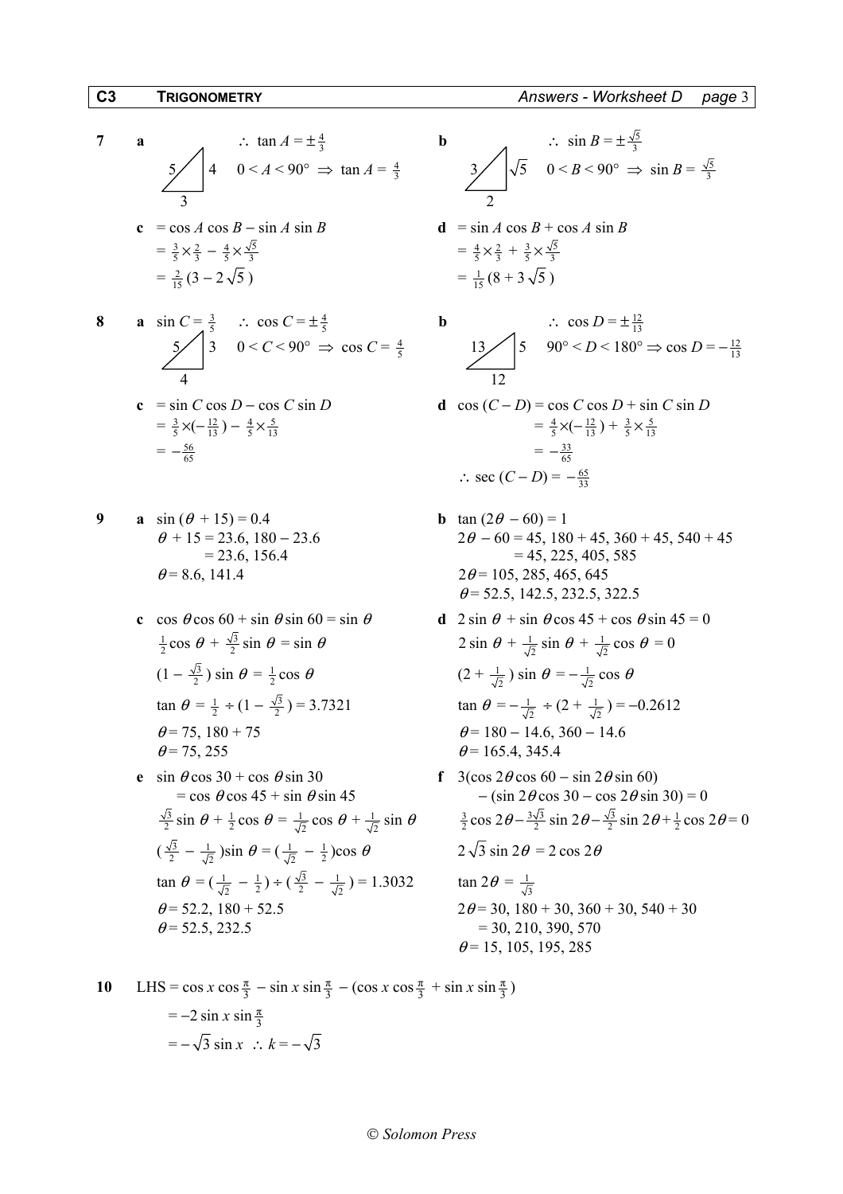**7**

**a** (triangle with sides 5, 4, 3)

$\therefore \tan A = \pm\frac{4}{3}$

$0 < A < 90° \Rightarrow \tan A = \frac{4}{3}$

**b** (triangle with sides 3, $\sqrt{5}$, 2)

$\therefore \sin B = \pm\frac{\sqrt{5}}{3}$

$0 < B < 90° \Rightarrow \sin B = \frac{\sqrt{5}}{3}$

**c** $= \cos A \cos B - \sin A \sin B$

$= \frac{3}{5}\times\frac{2}{3} - \frac{4}{5}\times\frac{\sqrt{5}}{3}$

$= \frac{2}{15}(3 - 2\sqrt{5})$

**d** $= \sin A \cos B + \cos A \sin B$

$= \frac{4}{5}\times\frac{2}{3} + \frac{3}{5}\times\frac{\sqrt{5}}{3}$

$= \frac{1}{15}(8 + 3\sqrt{5})$

**8**

**a** $\sin C = \frac{3}{5}$ $\therefore \cos C = \pm\frac{4}{5}$

(triangle with sides 5, 3, 4)

$0 < C < 90° \Rightarrow \cos C = \frac{4}{5}$

**b** (triangle with sides 13, 5, 12)

$\therefore \cos D = \pm\frac{12}{13}$

$90° < D < 180° \Rightarrow \cos D = -\frac{12}{13}$

**c** $= \sin C \cos D - \cos C \sin D$

$= \frac{3}{5}\times(-\frac{12}{13}) - \frac{4}{5}\times\frac{5}{13}$

$= -\frac{56}{65}$

**d** $\cos(C - D) = \cos C \cos D + \sin C \sin D$

$= \frac{4}{5}\times(-\frac{12}{13}) + \frac{3}{5}\times\frac{5}{13}$

$= -\frac{33}{65}$

$\therefore \sec(C - D) = -\frac{65}{33}$

**9**

**a** $\sin(\theta + 15) = 0.4$

$\theta + 15 = 23.6,\ 180 - 23.6$

$= 23.6,\ 156.4$

$\theta = 8.6,\ 141.4$

**b** $\tan(2\theta - 60) = 1$

$2\theta - 60 = 45,\ 180 + 45,\ 360 + 45,\ 540 + 45$

$= 45,\ 225,\ 405,\ 585$

$2\theta = 105,\ 285,\ 465,\ 645$

$\theta = 52.5,\ 142.5,\ 232.5,\ 322.5$

**c** $\cos\theta\cos 60 + \sin\theta\sin 60 = \sin\theta$

$\frac{1}{2}\cos\theta + \frac{\sqrt{3}}{2}\sin\theta = \sin\theta$

$(1 - \frac{\sqrt{3}}{2})\sin\theta = \frac{1}{2}\cos\theta$

$\tan\theta = \frac{1}{2} \div (1 - \frac{\sqrt{3}}{2}) = 3.7321$

$\theta = 75,\ 180 + 75$

$\theta = 75,\ 255$

**d** $2\sin\theta + \sin\theta\cos 45 + \cos\theta\sin 45 = 0$

$2\sin\theta + \frac{1}{\sqrt{2}}\sin\theta + \frac{1}{\sqrt{2}}\cos\theta = 0$

$(2 + \frac{1}{\sqrt{2}})\sin\theta = -\frac{1}{\sqrt{2}}\cos\theta$

$\tan\theta = -\frac{1}{\sqrt{2}} \div (2 + \frac{1}{\sqrt{2}}) = -0.2612$

$\theta = 180 - 14.6,\ 360 - 14.6$

$\theta = 165.4,\ 345.4$

**e** $\sin\theta\cos 30 + \cos\theta\sin 30$

$= \cos\theta\cos 45 + \sin\theta\sin 45$

$\frac{\sqrt{3}}{2}\sin\theta + \frac{1}{2}\cos\theta = \frac{1}{\sqrt{2}}\cos\theta + \frac{1}{\sqrt{2}}\sin\theta$

$(\frac{\sqrt{3}}{2} - \frac{1}{\sqrt{2}})\sin\theta = (\frac{1}{\sqrt{2}} - \frac{1}{2})\cos\theta$

$\tan\theta = (\frac{1}{\sqrt{2}} - \frac{1}{2}) \div (\frac{\sqrt{3}}{2} - \frac{1}{\sqrt{2}}) = 1.3032$

$\theta = 52.2,\ 180 + 52.5$

$\theta = 52.5,\ 232.5$

**f** $3(\cos 2\theta\cos 60 - \sin 2\theta\sin 60)$

$- (\sin 2\theta\cos 30 - \cos 2\theta\sin 30) = 0$

$\frac{3}{2}\cos 2\theta - \frac{3\sqrt{3}}{2}\sin 2\theta - \frac{\sqrt{3}}{2}\sin 2\theta + \frac{1}{2}\cos 2\theta = 0$

$2\sqrt{3}\sin 2\theta = 2\cos 2\theta$

$\tan 2\theta = \frac{1}{\sqrt{3}}$

$2\theta = 30,\ 180 + 30,\ 360 + 30,\ 540 + 30$

$= 30,\ 210,\ 390,\ 570$

$\theta = 15,\ 105,\ 195,\ 285$

**10** LHS $= \cos x\cos\frac{\pi}{3} - \sin x\sin\frac{\pi}{3} - (\cos x\cos\frac{\pi}{3} + \sin x\sin\frac{\pi}{3})$

$= -2\sin x\sin\frac{\pi}{3}$

$= -\sqrt{3}\sin x \ \therefore\ k = -\sqrt{3}$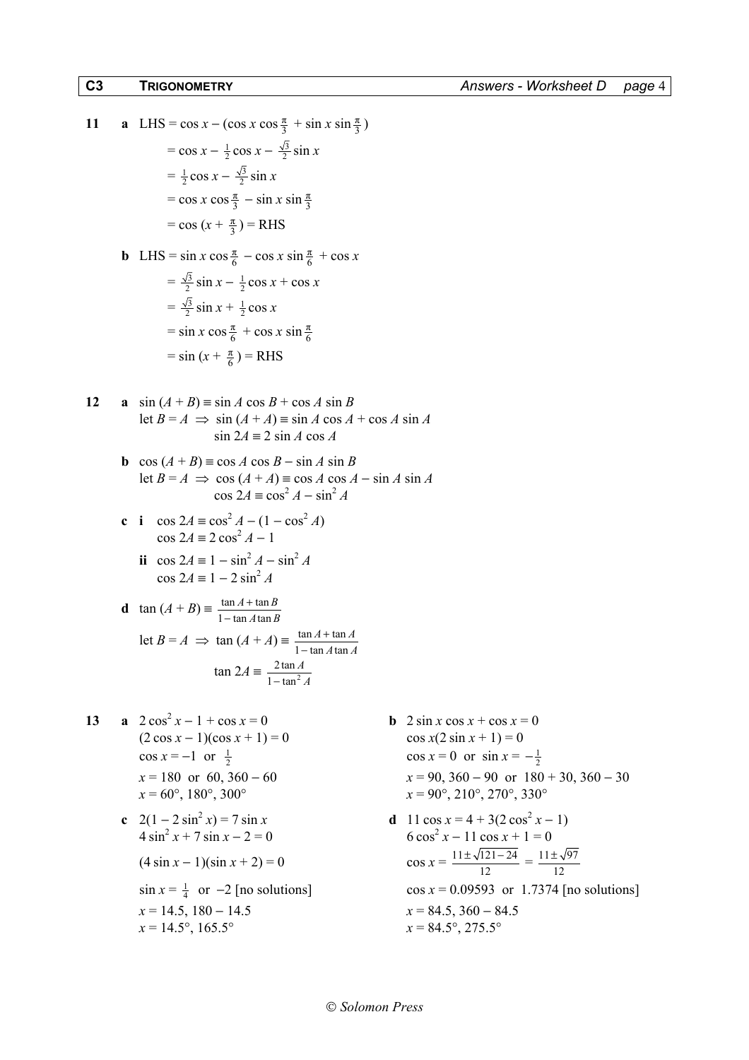**11** **a** LHS $= \cos x - (\cos x \cos \frac{\pi}{3} + \sin x \sin \frac{\pi}{3})$

$= \cos x - \frac{1}{2}\cos x - \frac{\sqrt{3}}{2}\sin x$

$= \frac{1}{2}\cos x - \frac{\sqrt{3}}{2}\sin x$

$= \cos x \cos \frac{\pi}{3} - \sin x \sin \frac{\pi}{3}$

$= \cos (x + \frac{\pi}{3}) =$ RHS

**b** LHS $= \sin x \cos \frac{\pi}{6} - \cos x \sin \frac{\pi}{6} + \cos x$

$= \frac{\sqrt{3}}{2}\sin x - \frac{1}{2}\cos x + \cos x$

$= \frac{\sqrt{3}}{2}\sin x + \frac{1}{2}\cos x$

$= \sin x \cos \frac{\pi}{6} + \cos x \sin \frac{\pi}{6}$

$= \sin (x + \frac{\pi}{6}) =$ RHS

**12** **a** $\sin (A + B) \equiv \sin A \cos B + \cos A \sin B$

let $B = A \;\Rightarrow\; \sin (A + A) \equiv \sin A \cos A + \cos A \sin A$

$\sin 2A \equiv 2 \sin A \cos A$

**b** $\cos (A + B) \equiv \cos A \cos B - \sin A \sin B$

let $B = A \;\Rightarrow\; \cos (A + A) \equiv \cos A \cos A - \sin A \sin A$

$\cos 2A \equiv \cos^2 A - \sin^2 A$

**c** **i** $\cos 2A \equiv \cos^2 A - (1 - \cos^2 A)$

$\cos 2A \equiv 2\cos^2 A - 1$

**ii** $\cos 2A \equiv 1 - \sin^2 A - \sin^2 A$

$\cos 2A \equiv 1 - 2\sin^2 A$

**d** $\tan (A + B) \equiv \frac{\tan A + \tan B}{1 - \tan A \tan B}$

let $B = A \;\Rightarrow\; \tan (A + A) \equiv \frac{\tan A + \tan A}{1 - \tan A \tan A}$

$\tan 2A \equiv \frac{2\tan A}{1 - \tan^2 A}$

**13** **a** $2\cos^2 x - 1 + \cos x = 0$

$(2\cos x - 1)(\cos x + 1) = 0$

$\cos x = -1$ or $\frac{1}{2}$

$x = 180$ or $60, 360 - 60$

$x = 60°, 180°, 300°$

**b** $2 \sin x \cos x + \cos x = 0$

$\cos x(2\sin x + 1) = 0$

$\cos x = 0$ or $\sin x = -\frac{1}{2}$

$x = 90, 360 - 90$ or $180 + 30, 360 - 30$

$x = 90°, 210°, 270°, 330°$

**c** $2(1 - 2\sin^2 x) = 7 \sin x$

$4\sin^2 x + 7\sin x - 2 = 0$

$(4\sin x - 1)(\sin x + 2) = 0$

$\sin x = \frac{1}{4}$ or $-2$ [no solutions]

$x = 14.5, 180 - 14.5$

$x = 14.5°, 165.5°$

**d** $11 \cos x = 4 + 3(2\cos^2 x - 1)$

$6\cos^2 x - 11\cos x + 1 = 0$

$\cos x = \frac{11 \pm \sqrt{121 - 24}}{12} = \frac{11 \pm \sqrt{97}}{12}$

$\cos x = 0.09593$ or $1.7374$ [no solutions]

$x = 84.5, 360 - 84.5$

$x = 84.5°, 275.5°$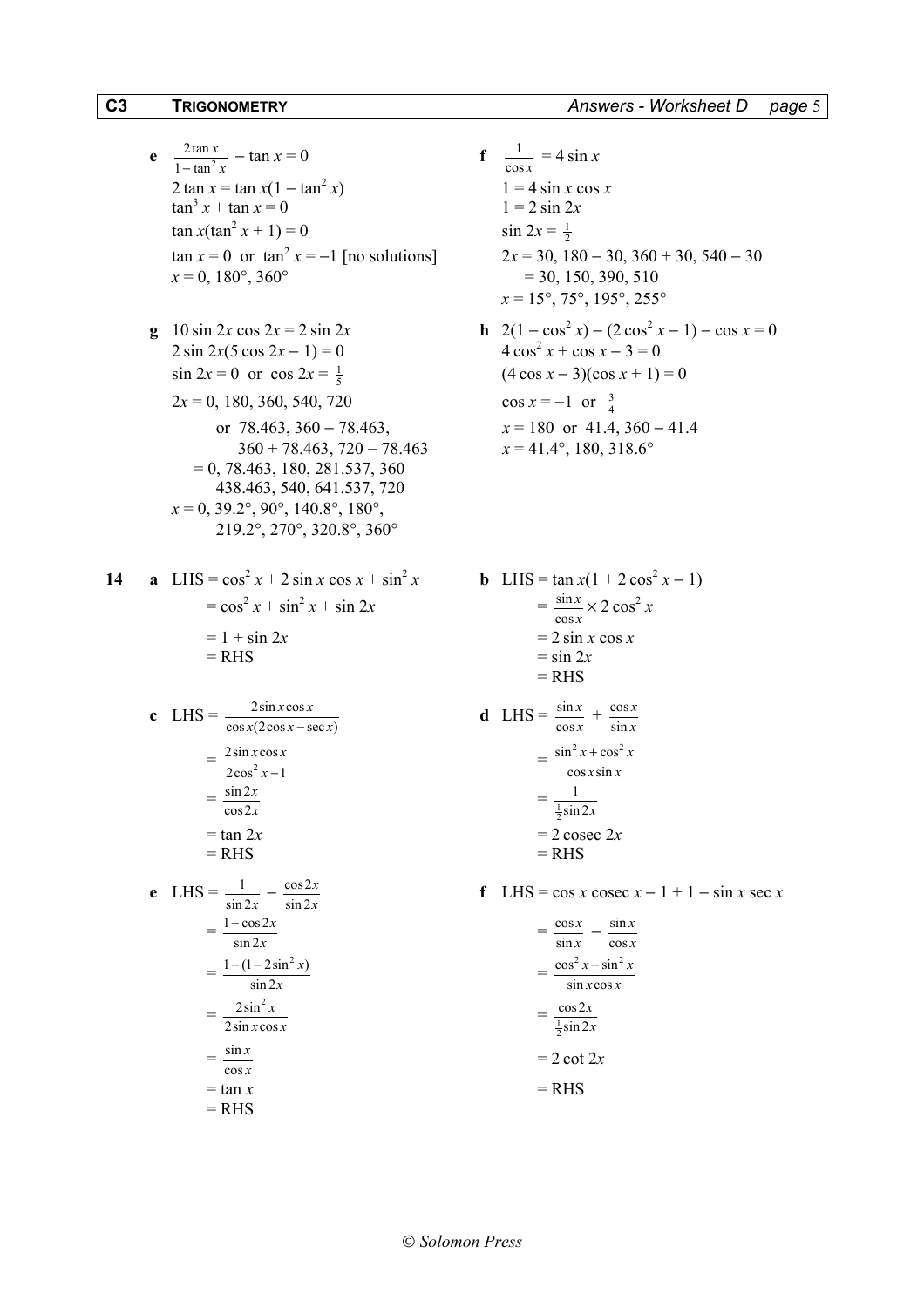**e** $\frac{2\tan x}{1-\tan^2 x} - \tan x = 0$

$2\tan x = \tan x(1 - \tan^2 x)$

$\tan^3 x + \tan x = 0$

$\tan x(\tan^2 x + 1) = 0$

$\tan x = 0$ or $\tan^2 x = -1$ [no solutions]

$x = 0, 180°, 360°$

**f** $\frac{1}{\cos x} = 4\sin x$

$1 = 4\sin x\cos x$

$1 = 2\sin 2x$

$\sin 2x = \frac{1}{2}$

$2x = 30, 180 - 30, 360 + 30, 540 - 30$

$= 30, 150, 390, 510$

$x = 15°, 75°, 195°, 255°$

**g** $10\sin 2x\cos 2x = 2\sin 2x$

$2\sin 2x(5\cos 2x - 1) = 0$

$\sin 2x = 0$ or $\cos 2x = \frac{1}{5}$

$2x = 0, 180, 360, 540, 720$

or $78.463, 360 - 78.463, 360 + 78.463, 720 - 78.463$

$= 0, 78.463, 180, 281.537, 360, 438.463, 540, 641.537, 720$

$x = 0, 39.2°, 90°, 140.8°, 180°, 219.2°, 270°, 320.8°, 360°$

**h** $2(1 - \cos^2 x) - (2\cos^2 x - 1) - \cos x = 0$

$4\cos^2 x + \cos x - 3 = 0$

$(4\cos x - 3)(\cos x + 1) = 0$

$\cos x = -1$ or $\frac{3}{4}$

$x = 180$ or $41.4, 360 - 41.4$

$x = 41.4°, 180, 318.6°$

**14** **a** LHS $= \cos^2 x + 2\sin x\cos x + \sin^2 x$

$= \cos^2 x + \sin^2 x + \sin 2x$

$= 1 + \sin 2x$

$=$ RHS

**b** LHS $= \tan x(1 + 2\cos^2 x - 1)$

$= \frac{\sin x}{\cos x} \times 2\cos^2 x$

$= 2\sin x\cos x$

$= \sin 2x$

$=$ RHS

**c** LHS $= \frac{2\sin x\cos x}{\cos x(2\cos x - \sec x)}$

$= \frac{2\sin x\cos x}{2\cos^2 x - 1}$

$= \frac{\sin 2x}{\cos 2x}$

$= \tan 2x$

$=$ RHS

**d** LHS $= \frac{\sin x}{\cos x} + \frac{\cos x}{\sin x}$

$= \frac{\sin^2 x + \cos^2 x}{\cos x\sin x}$

$= \frac{1}{\frac{1}{2}\sin 2x}$

$= 2\,\text{cosec}\,2x$

$=$ RHS

**e** LHS $= \frac{1}{\sin 2x} - \frac{\cos 2x}{\sin 2x}$

$= \frac{1 - \cos 2x}{\sin 2x}$

$= \frac{1 - (1 - 2\sin^2 x)}{\sin 2x}$

$= \frac{2\sin^2 x}{2\sin x\cos x}$

$= \frac{\sin x}{\cos x}$

$= \tan x$

$=$ RHS

**f** LHS $= \cos x\,\text{cosec}\,x - 1 + 1 - \sin x\sec x$

$= \frac{\cos x}{\sin x} - \frac{\sin x}{\cos x}$

$= \frac{\cos^2 x - \sin^2 x}{\sin x\cos x}$

$= \frac{\cos 2x}{\frac{1}{2}\sin 2x}$

$= 2\cot 2x$

$=$ RHS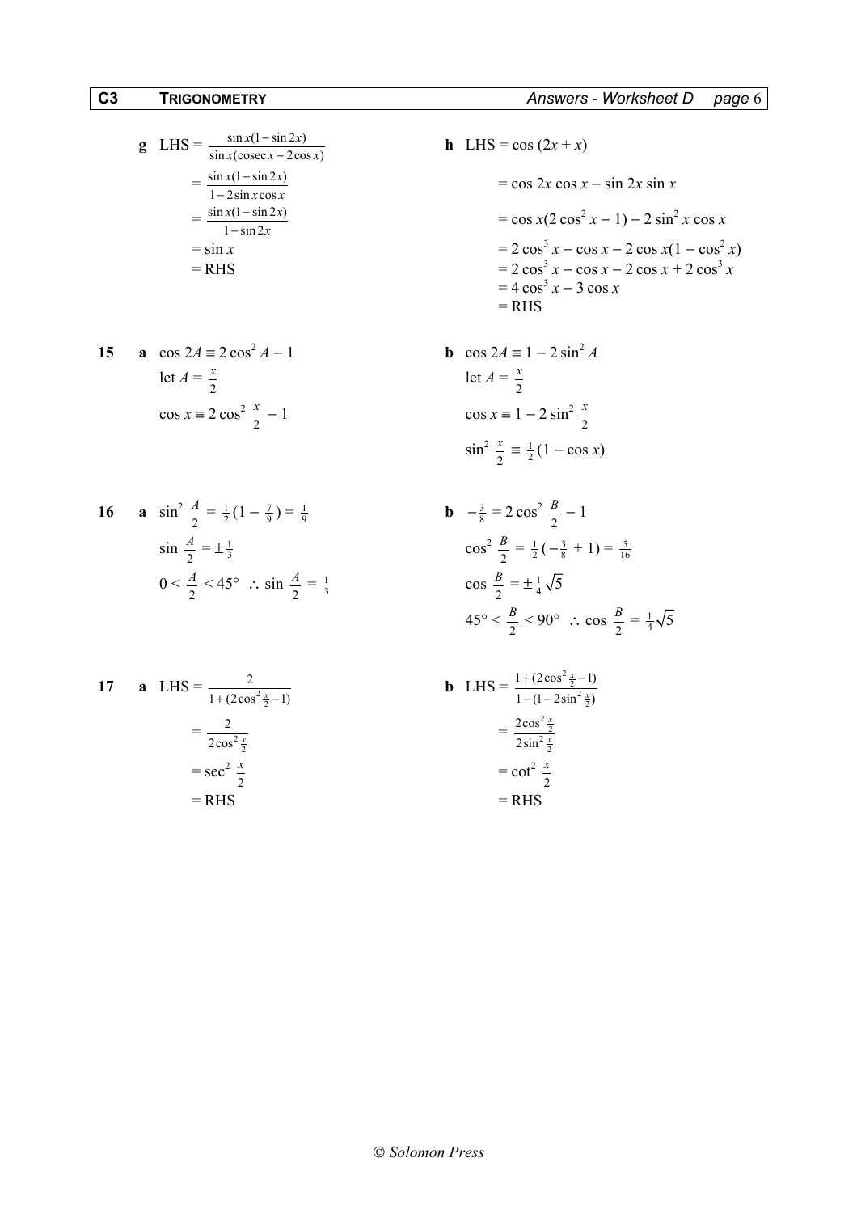**g** LHS = $\dfrac{\sin x(1 - \sin 2x)}{\sin x(\operatorname{cosec} x - 2\cos x)}$

$= \dfrac{\sin x(1 - \sin 2x)}{1 - 2\sin x \cos x}$

$= \dfrac{\sin x(1 - \sin 2x)}{1 - \sin 2x}$

$= \sin x$

= RHS

**h** LHS = $\cos(2x + x)$

$= \cos 2x \cos x - \sin 2x \sin x$

$= \cos x(2\cos^2 x - 1) - 2\sin^2 x \cos x$

$= 2\cos^3 x - \cos x - 2\cos x(1 - \cos^2 x)$

$= 2\cos^3 x - \cos x - 2\cos x + 2\cos^3 x$

$= 4\cos^3 x - 3\cos x$

= RHS

**15** **a** $\cos 2A \equiv 2\cos^2 A - 1$

let $A = \frac{x}{2}$

$\cos x \equiv 2\cos^2 \frac{x}{2} - 1$

**b** $\cos 2A \equiv 1 - 2\sin^2 A$

let $A = \frac{x}{2}$

$\cos x \equiv 1 - 2\sin^2 \frac{x}{2}$

$\sin^2 \frac{x}{2} \equiv \frac{1}{2}(1 - \cos x)$

**16** **a** $\sin^2 \frac{A}{2} = \frac{1}{2}(1 - \frac{7}{9}) = \frac{1}{9}$

$\sin \frac{A}{2} = \pm\frac{1}{3}$

$0 < \frac{A}{2} < 45° \ \therefore \ \sin \frac{A}{2} = \frac{1}{3}$

**b** $-\frac{3}{8} = 2\cos^2 \frac{B}{2} - 1$

$\cos^2 \frac{B}{2} = \frac{1}{2}(-\frac{3}{8} + 1) = \frac{5}{16}$

$\cos \frac{B}{2} = \pm\frac{1}{4}\sqrt{5}$

$45° < \frac{B}{2} < 90° \ \therefore \ \cos \frac{B}{2} = \frac{1}{4}\sqrt{5}$

**17** **a** LHS = $\dfrac{2}{1 + (2\cos^2 \frac{x}{2} - 1)}$

$= \dfrac{2}{2\cos^2 \frac{x}{2}}$

$= \sec^2 \frac{x}{2}$

= RHS

**b** LHS = $\dfrac{1 + (2\cos^2 \frac{x}{2} - 1)}{1 - (1 - 2\sin^2 \frac{x}{2})}$

$= \dfrac{2\cos^2 \frac{x}{2}}{2\sin^2 \frac{x}{2}}$

$= \cot^2 \frac{x}{2}$

= RHS